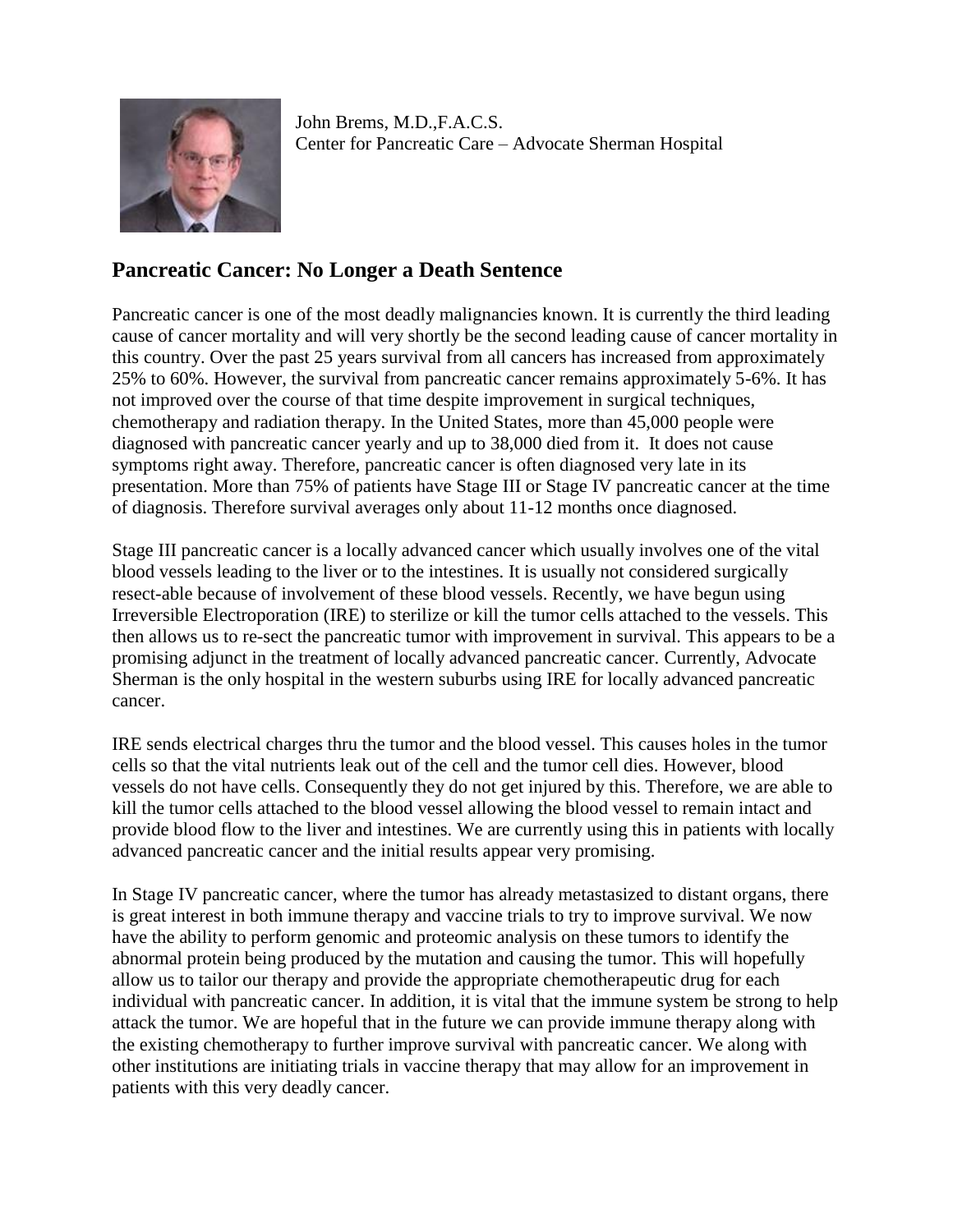John Brems, M.D.,F.A.C.S.
Center for Pancreatic Care – Advocate Sherman Hospital

## Pancreatic Cancer: No Longer a Death Sentence

Pancreatic cancer is one of the most deadly malignancies known. It is currently the third leading cause of cancer mortality and will very shortly be the second leading cause of cancer mortality in this country. Over the past 25 years survival from all cancers has increased from approximately 25% to 60%. However, the survival from pancreatic cancer remains approximately 5-6%. It has not improved over the course of that time despite improvement in surgical techniques, chemotherapy and radiation therapy. In the United States, more than 45,000 people were diagnosed with pancreatic cancer yearly and up to 38,000 died from it. It does not cause symptoms right away. Therefore, pancreatic cancer is often diagnosed very late in its presentation. More than 75% of patients have Stage III or Stage IV pancreatic cancer at the time of diagnosis. Therefore survival averages only about 11-12 months once diagnosed.

Stage III pancreatic cancer is a locally advanced cancer which usually involves one of the vital blood vessels leading to the liver or to the intestines. It is usually not considered surgically resect-able because of involvement of these blood vessels. Recently, we have begun using Irreversible Electroporation (IRE) to sterilize or kill the tumor cells attached to the vessels. This then allows us to re-sect the pancreatic tumor with improvement in survival. This appears to be a promising adjunct in the treatment of locally advanced pancreatic cancer. Currently, Advocate Sherman is the only hospital in the western suburbs using IRE for locally advanced pancreatic cancer.

IRE sends electrical charges thru the tumor and the blood vessel. This causes holes in the tumor cells so that the vital nutrients leak out of the cell and the tumor cell dies. However, blood vessels do not have cells. Consequently they do not get injured by this. Therefore, we are able to kill the tumor cells attached to the blood vessel allowing the blood vessel to remain intact and provide blood flow to the liver and intestines. We are currently using this in patients with locally advanced pancreatic cancer and the initial results appear very promising.

In Stage IV pancreatic cancer, where the tumor has already metastasized to distant organs, there is great interest in both immune therapy and vaccine trials to try to improve survival. We now have the ability to perform genomic and proteomic analysis on these tumors to identify the abnormal protein being produced by the mutation and causing the tumor. This will hopefully allow us to tailor our therapy and provide the appropriate chemotherapeutic drug for each individual with pancreatic cancer. In addition, it is vital that the immune system be strong to help attack the tumor. We are hopeful that in the future we can provide immune therapy along with the existing chemotherapy to further improve survival with pancreatic cancer. We along with other institutions are initiating trials in vaccine therapy that may allow for an improvement in patients with this very deadly cancer.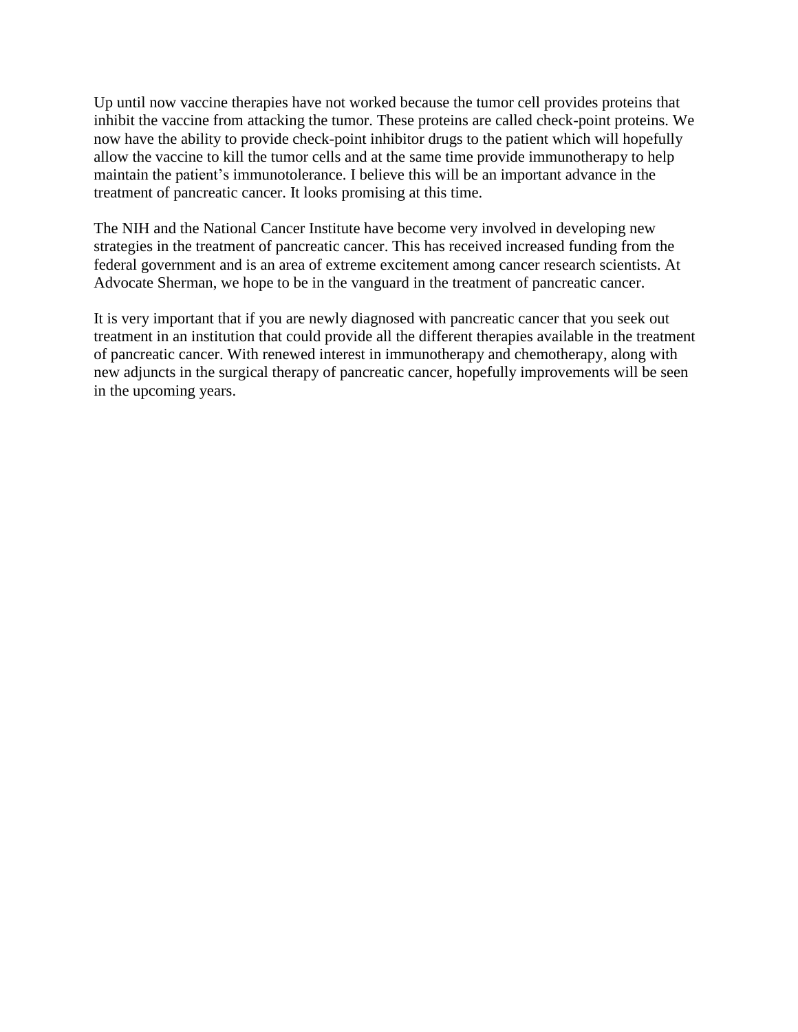Up until now vaccine therapies have not worked because the tumor cell provides proteins that inhibit the vaccine from attacking the tumor. These proteins are called check-point proteins. We now have the ability to provide check-point inhibitor drugs to the patient which will hopefully allow the vaccine to kill the tumor cells and at the same time provide immunotherapy to help maintain the patient's immunotolerance. I believe this will be an important advance in the treatment of pancreatic cancer. It looks promising at this time.

The NIH and the National Cancer Institute have become very involved in developing new strategies in the treatment of pancreatic cancer. This has received increased funding from the federal government and is an area of extreme excitement among cancer research scientists. At Advocate Sherman, we hope to be in the vanguard in the treatment of pancreatic cancer.

It is very important that if you are newly diagnosed with pancreatic cancer that you seek out treatment in an institution that could provide all the different therapies available in the treatment of pancreatic cancer. With renewed interest in immunotherapy and chemotherapy, along with new adjuncts in the surgical therapy of pancreatic cancer, hopefully improvements will be seen in the upcoming years.